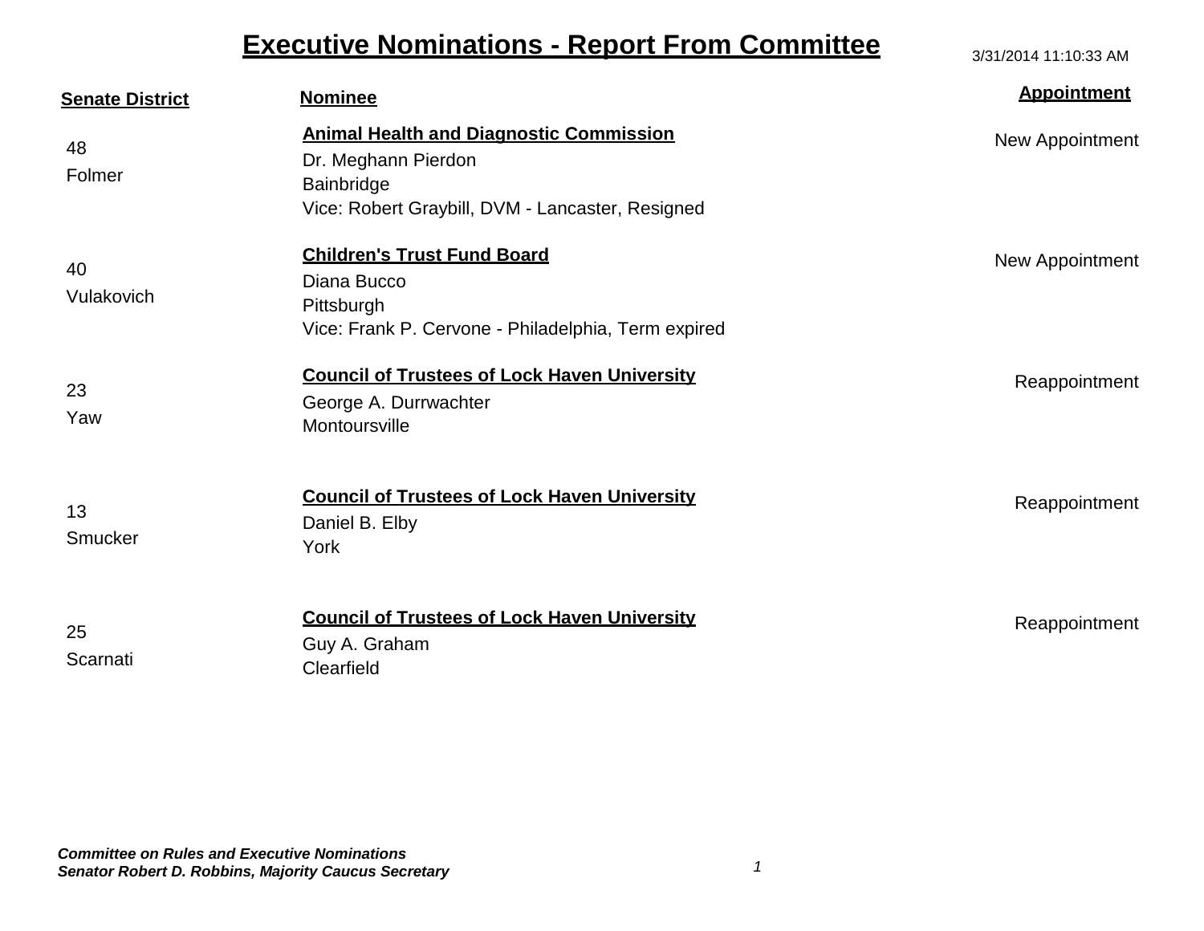# Executive Nominations - Report From Committee

3/31/2014 11:10:33 AM

| Senate District | Nominee | Appointment |
| --- | --- | --- |
| 48<br>Folmer | **Animal Health and Diagnostic Commission**<br>Dr. Meghann Pierdon<br>Bainbridge<br>Vice: Robert Graybill, DVM - Lancaster, Resigned | New Appointment |
| 40<br>Vulakovich | **Children's Trust Fund Board**<br>Diana Bucco<br>Pittsburgh<br>Vice: Frank P. Cervone - Philadelphia, Term expired | New Appointment |
| 23<br>Yaw | **Council of Trustees of Lock Haven University**<br>George A. Durrwachter<br>Montoursville | Reappointment |
| 13<br>Smucker | **Council of Trustees of Lock Haven University**<br>Daniel B. Elby<br>York | Reappointment |
| 25<br>Scarnati | **Council of Trustees of Lock Haven University**<br>Guy A. Graham<br>Clearfield | Reappointment |

***Committee on Rules and Executive Nominations***
***Senator Robert D. Robbins, Majority Caucus Secretary***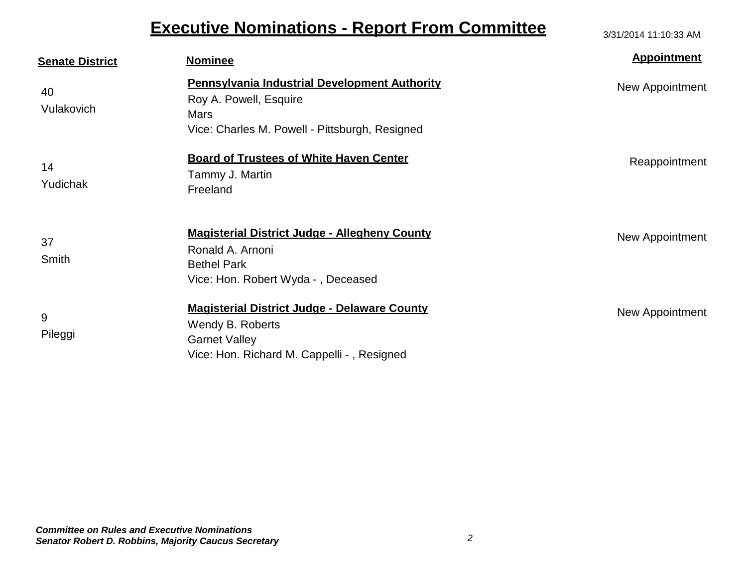# Executive Nominations - Report From Committee

3/31/2014 11:10:33 AM

| Senate District | Nominee | Appointment |
| --- | --- | --- |
| 40 Vulakovich | **Pennsylvania Industrial Development Authority**<br>Roy A. Powell, Esquire<br>Mars<br>Vice: Charles M. Powell - Pittsburgh, Resigned | New Appointment |
| 14 Yudichak | **Board of Trustees of White Haven Center**<br>Tammy J. Martin<br>Freeland | Reappointment |
| 37 Smith | **Magisterial District Judge - Allegheny County**<br>Ronald A. Arnoni<br>Bethel Park<br>Vice: Hon. Robert Wyda - , Deceased | New Appointment |
| 9 Pileggi | **Magisterial District Judge - Delaware County**<br>Wendy B. Roberts<br>Garnet Valley<br>Vice: Hon. Richard M. Cappelli - , Resigned | New Appointment |

***Committee on Rules and Executive Nominations***
***Senator Robert D. Robbins, Majority Caucus Secretary***